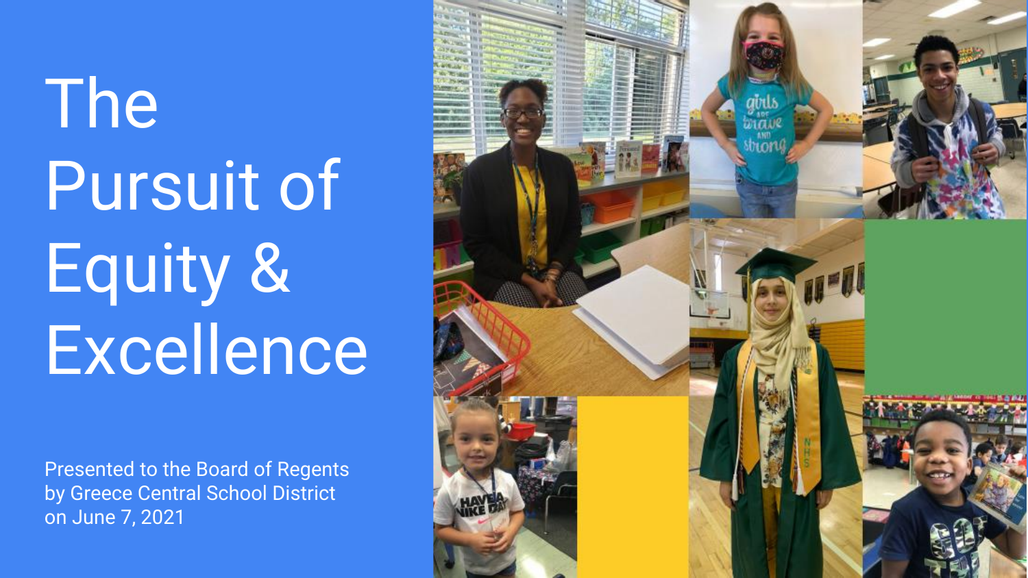# The Pursuit of Equity & Excellence

Presented to the Board of Regents by Greece Central School District on June 7, 2021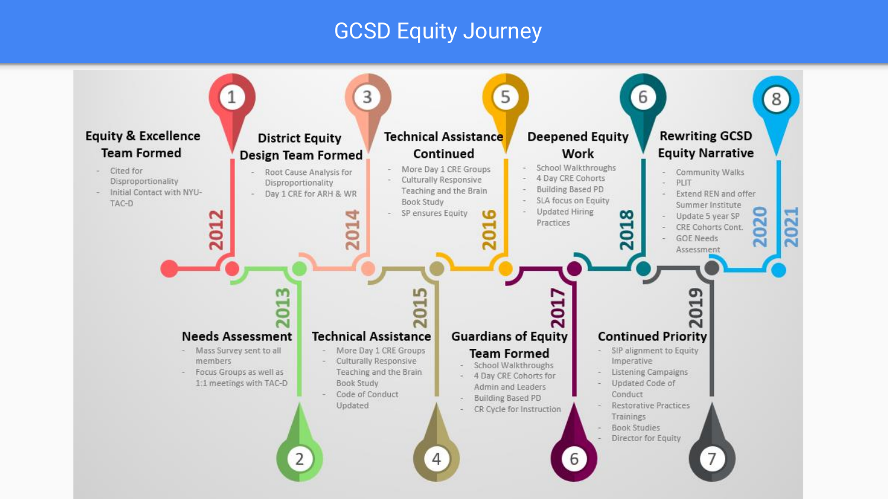# GCSD Equity Journey

## 1. Equity & Excellence Team Formed — 2012

- Cited for Disproportionality
- Initial Contact with NYU-TAC-D

## 2. Needs Assessment — 2013

- Mass Survey sent to all members
- Focus Groups as well as 1:1 meetings with TAC-D

## 3. District Equity Design Team Formed — 2014

- Root Cause Analysis for Disproportionality
- Day 1 CRE for ARH & WR

## 4. Technical Assistance — 2015

- More Day 1 CRE Groups
- Culturally Responsive Teaching and the Brain Book Study
- Code of Conduct Updated

## 5. Technical Assistance Continued — 2016

- More Day 1 CRE Groups
- Culturally Responsive Teaching and the Brain Book Study
- SP ensures Equity

## 6. Guardians of Equity Team Formed — 2017

- School Walkthroughs
- 4 Day CRE Cohorts for Admin and Leaders
- Building Based PD
- CR Cycle for Instruction

## 6. Deepened Equity Work — 2018

- School Walkthroughs
- 4 Day CRE Cohorts
- Building Based PD
- SLA focus on Equity
- Updated Hiring Practices

## 7. Continued Priority — 2019

- SIP alignment to Equity Imperative
- Listening Campaigns
- Updated Code of Conduct
- Restorative Practices Trainings
- Book Studies
- Director for Equity

## 8. Rewriting GCSD Equity Narrative — 2020 / 2021

- Community Walks
- PLIT
- Extend REN and offer Summer Institute
- Update 5 year SP
- CRE Cohorts Cont.
- GOE Needs Assessment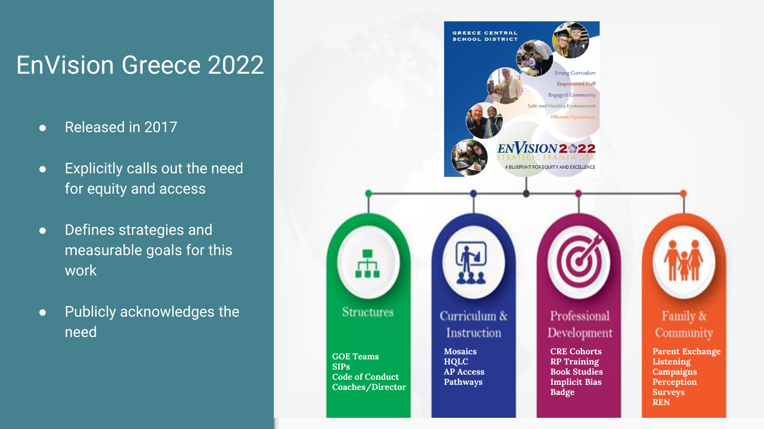# EnVision Greece 2022

- Released in 2017
- Explicitly calls out the need for equity and access
- Defines strategies and measurable goals for this work
- Publicly acknowledges the need

GREECE CENTRAL SCHOOL DISTRICT

Strong Curriculum
Empowered Staff
Engaged Community
Safe and Healthy Environment
Efficient Operations

ENVISION 2022
STRATEGIC FRAMEWORK
A BLUEPRINT FOR EQUITY AND EXCELLENCE

### Structures

GOE Teams
SIPs
Code of Conduct
Coaches/Director

### Curriculum & Instruction

Mosaics
HQLC
AP Access
Pathways

### Professional Development

CRE Cohorts
RP Training
Book Studies
Implicit Bias Badge

### Family & Community

Parent Exchange
Listening Campaigns
Perception Surveys
REN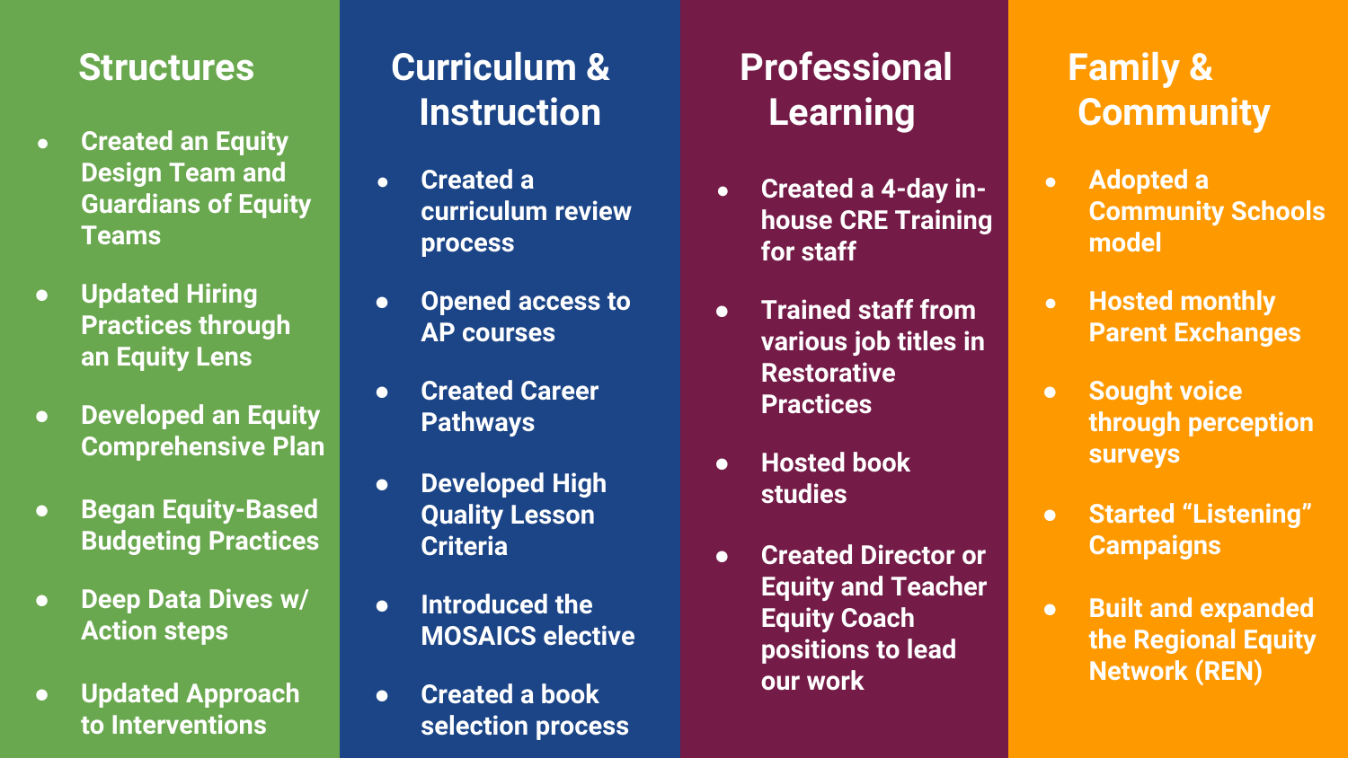## Structures

- Created an Equity Design Team and Guardians of Equity Teams
- Updated Hiring Practices through an Equity Lens
- Developed an Equity Comprehensive Plan
- Began Equity-Based Budgeting Practices
- Deep Data Dives w/ Action steps
- Updated Approach to Interventions

## Curriculum & Instruction

- Created a curriculum review process
- Opened access to AP courses
- Created Career Pathways
- Developed High Quality Lesson Criteria
- Introduced the MOSAICS elective
- Created a book selection process

## Professional Learning

- Created a 4-day in-house CRE Training for staff
- Trained staff from various job titles in Restorative Practices
- Hosted book studies
- Created Director or Equity and Teacher Equity Coach positions to lead our work

## Family & Community

- Adopted a Community Schools model
- Hosted monthly Parent Exchanges
- Sought voice through perception surveys
- Started "Listening" Campaigns
- Built and expanded the Regional Equity Network (REN)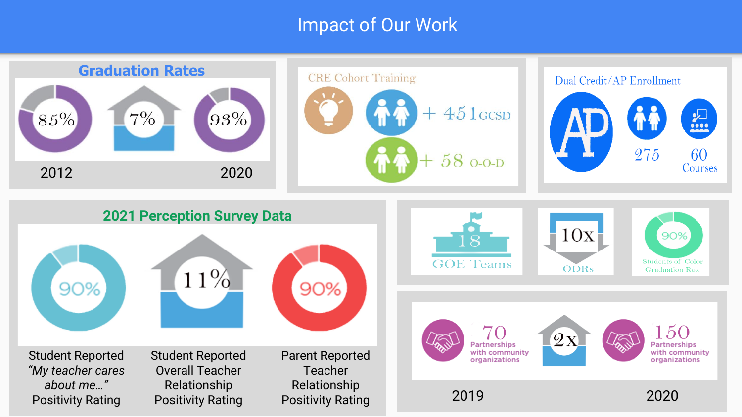# Impact of Our Work

## Graduation Rates

85% — 7% — 93%

2012 — 2020

## CRE Cohort Training

+ 451 GCSD

+ 58 O-O-D

## Dual Credit/AP Enrollment

AP

275

60 Courses

## 2021 Perception Survey Data

90% — Student Reported *"My teacher cares about me…"* Positivity Rating

11% — Student Reported Overall Teacher Relationship Positivity Rating

90% — Parent Reported Teacher Relationship Positivity Rating

18 GOE Teams

10x ODRs

90% Students of Color Graduation Rate

70 Partnerships with community organizations — 2019

2x

150 Partnerships with community organizations — 2020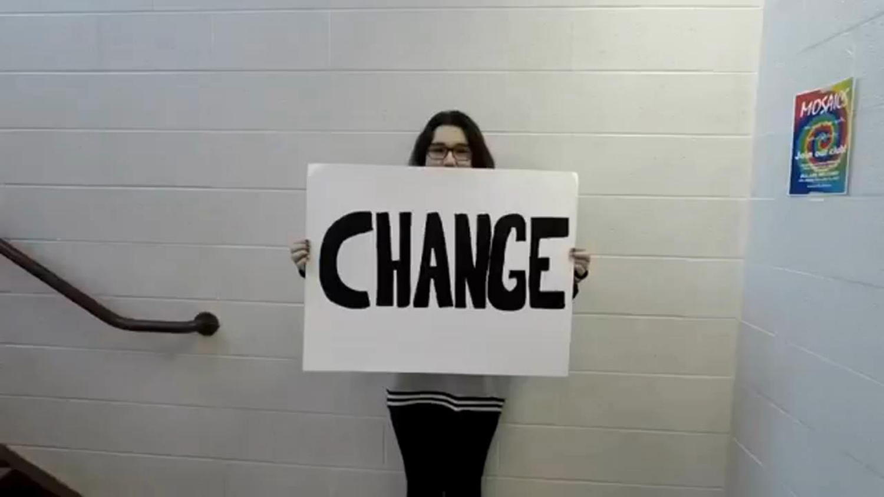CHANGE

MOSAICS

Join our club!